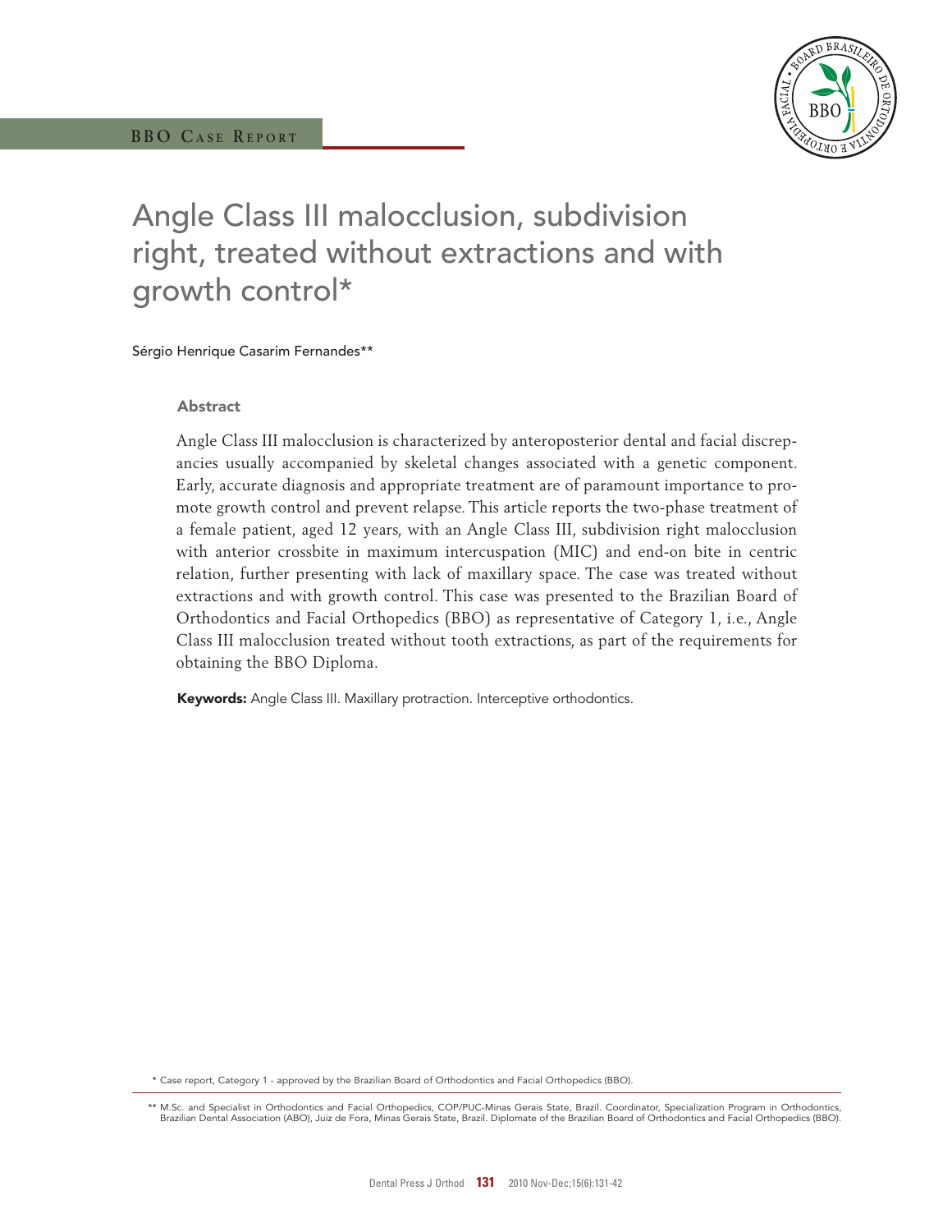BBO Case Report

# Angle Class III malocclusion, subdivision right, treated without extractions and with growth control*

Sérgio Henrique Casarim Fernandes**

## Abstract

Angle Class III malocclusion is characterized by anteroposterior dental and facial discrepancies usually accompanied by skeletal changes associated with a genetic component. Early, accurate diagnosis and appropriate treatment are of paramount importance to promote growth control and prevent relapse. This article reports the two-phase treatment of a female patient, aged 12 years, with an Angle Class III, subdivision right malocclusion with anterior crossbite in maximum intercuspation (MIC) and end-on bite in centric relation, further presenting with lack of maxillary space. The case was treated without extractions and with growth control. This case was presented to the Brazilian Board of Orthodontics and Facial Orthopedics (BBO) as representative of Category 1, i.e., Angle Class III malocclusion treated without tooth extractions, as part of the requirements for obtaining the BBO Diploma.

**Keywords:** Angle Class III. Maxillary protraction. Interceptive orthodontics.

\* Case report, Category 1 - approved by the Brazilian Board of Orthodontics and Facial Orthopedics (BBO).

\*\* M.Sc. and Specialist in Orthodontics and Facial Orthopedics, COP/PUC-Minas Gerais State, Brazil. Coordinator, Specialization Program in Orthodontics, Brazilian Dental Association (ABO), Juiz de Fora, Minas Gerais State, Brazil. Diplomate of the Brazilian Board of Orthodontics and Facial Orthopedics (BBO).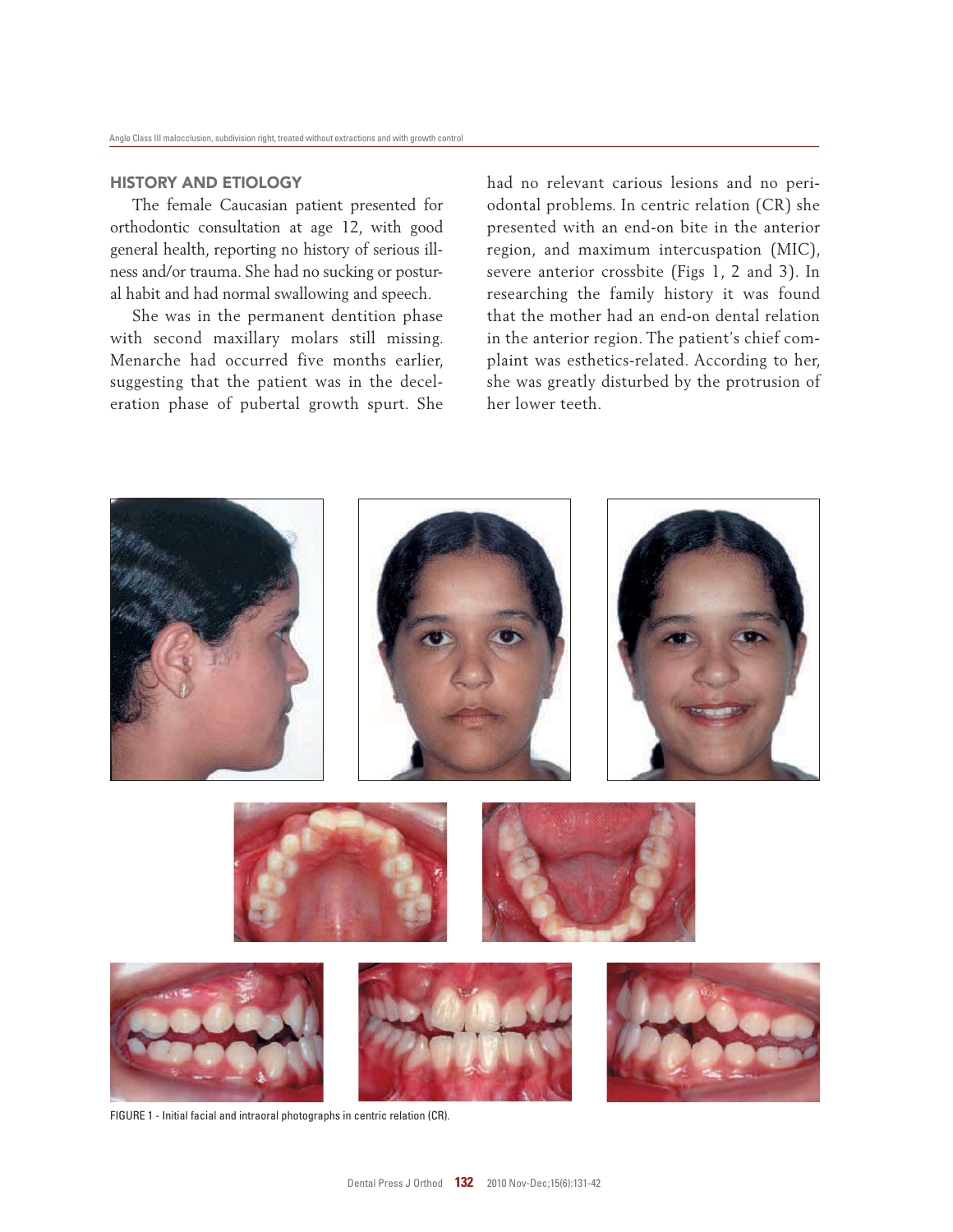## HISTORY AND ETIOLOGY

The female Caucasian patient presented for orthodontic consultation at age 12, with good general health, reporting no history of serious illness and/or trauma. She had no sucking or postural habit and had normal swallowing and speech.

She was in the permanent dentition phase with second maxillary molars still missing. Menarche had occurred five months earlier, suggesting that the patient was in the deceleration phase of pubertal growth spurt. She had no relevant carious lesions and no periodontal problems. In centric relation (CR) she presented with an end-on bite in the anterior region, and maximum intercuspation (MIC), severe anterior crossbite (Figs 1, 2 and 3). In researching the family history it was found that the mother had an end-on dental relation in the anterior region. The patient's chief complaint was esthetics-related. According to her, she was greatly disturbed by the protrusion of her lower teeth.

FIGURE 1 - Initial facial and intraoral photographs in centric relation (CR).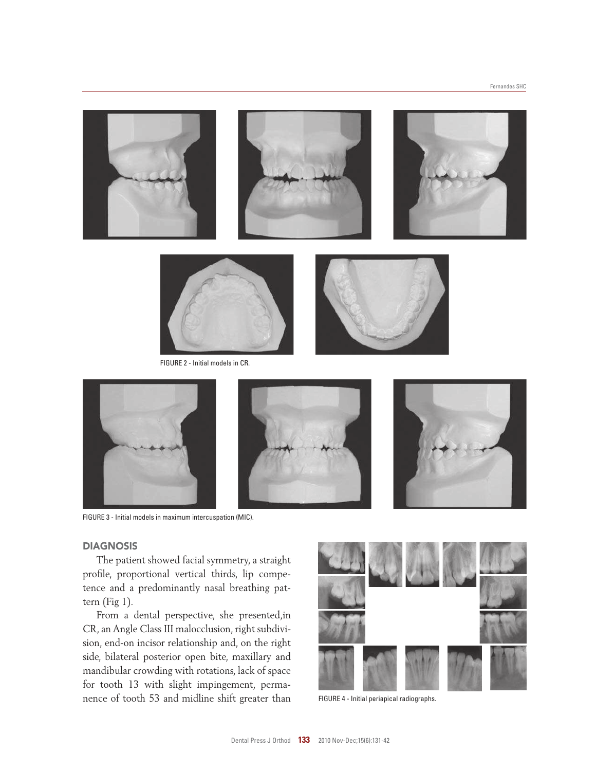FIGURE 2 - Initial models in CR.

FIGURE 3 - Initial models in maximum intercuspation (MIC).

## DIAGNOSIS

The patient showed facial symmetry, a straight profile, proportional vertical thirds, lip competence and a predominantly nasal breathing pattern (Fig 1).

From a dental perspective, she presented,in CR, an Angle Class III malocclusion, right subdivision, end-on incisor relationship and, on the right side, bilateral posterior open bite, maxillary and mandibular crowding with rotations, lack of space for tooth 13 with slight impingement, permanence of tooth 53 and midline shift greater than

FIGURE 4 - Initial periapical radiographs.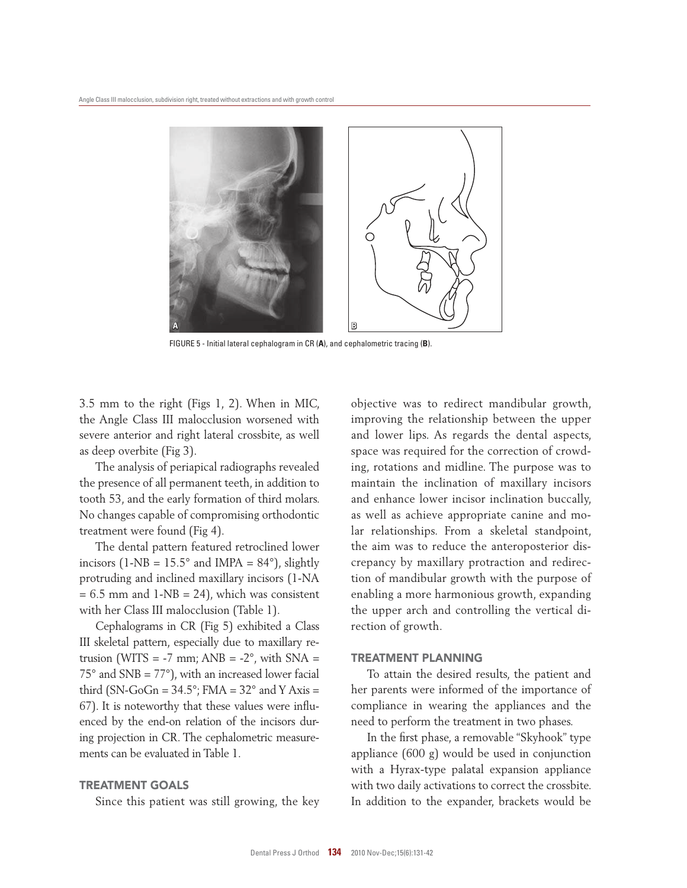FIGURE 5 - Initial lateral cephalogram in CR (**A**), and cephalometric tracing (**B**).

3.5 mm to the right (Figs 1, 2). When in MIC, the Angle Class III malocclusion worsened with severe anterior and right lateral crossbite, as well as deep overbite (Fig 3).

The analysis of periapical radiographs revealed the presence of all permanent teeth, in addition to tooth 53, and the early formation of third molars. No changes capable of compromising orthodontic treatment were found (Fig 4).

The dental pattern featured retroclined lower incisors (1-NB = 15.5° and IMPA = 84°), slightly protruding and inclined maxillary incisors (1-NA = 6.5 mm and 1-NB = 24), which was consistent with her Class III malocclusion (Table 1).

Cephalograms in CR (Fig 5) exhibited a Class III skeletal pattern, especially due to maxillary retrusion (WITS = -7 mm; ANB = -2°, with SNA = 75° and SNB = 77°), with an increased lower facial third (SN-GoGn = 34.5°; FMA = 32° and Y Axis = 67). It is noteworthy that these values were influenced by the end-on relation of the incisors during projection in CR. The cephalometric measurements can be evaluated in Table 1.

## TREATMENT GOALS

Since this patient was still growing, the key objective was to redirect mandibular growth, improving the relationship between the upper and lower lips. As regards the dental aspects, space was required for the correction of crowding, rotations and midline. The purpose was to maintain the inclination of maxillary incisors and enhance lower incisor inclination buccally, as well as achieve appropriate canine and molar relationships. From a skeletal standpoint, the aim was to reduce the anteroposterior discrepancy by maxillary protraction and redirection of mandibular growth with the purpose of enabling a more harmonious growth, expanding the upper arch and controlling the vertical direction of growth.

## TREATMENT PLANNING

To attain the desired results, the patient and her parents were informed of the importance of compliance in wearing the appliances and the need to perform the treatment in two phases.

In the first phase, a removable "Skyhook" type appliance (600 g) would be used in conjunction with a Hyrax-type palatal expansion appliance with two daily activations to correct the crossbite. In addition to the expander, brackets would be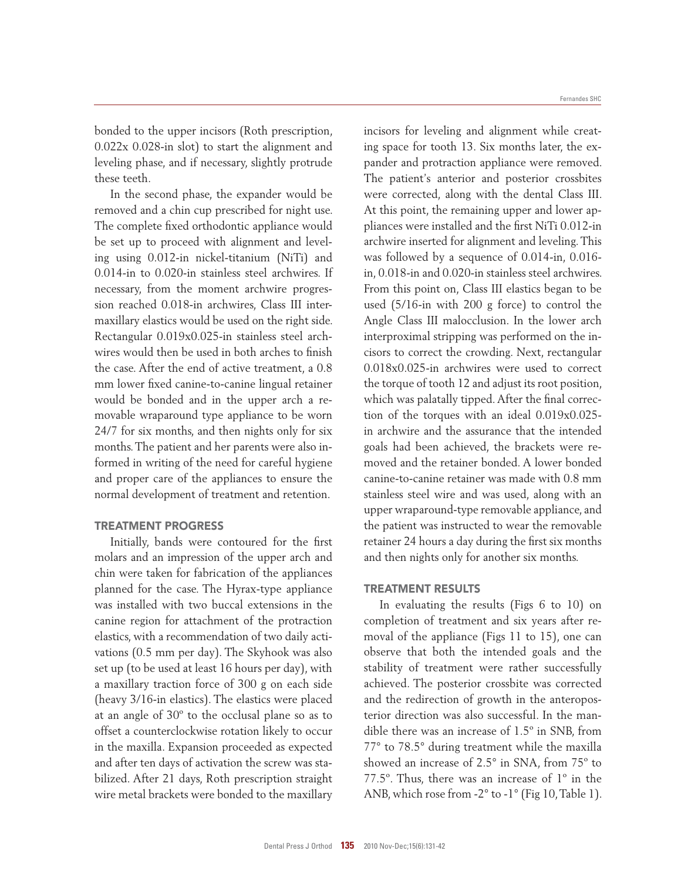bonded to the upper incisors (Roth prescription, 0.022x 0.028-in slot) to start the alignment and leveling phase, and if necessary, slightly protrude these teeth.

In the second phase, the expander would be removed and a chin cup prescribed for night use. The complete fixed orthodontic appliance would be set up to proceed with alignment and leveling using 0.012-in nickel-titanium (NiTi) and 0.014-in to 0.020-in stainless steel archwires. If necessary, from the moment archwire progression reached 0.018-in archwires, Class III intermaxillary elastics would be used on the right side. Rectangular 0.019x0.025-in stainless steel archwires would then be used in both arches to finish the case. After the end of active treatment, a 0.8 mm lower fixed canine-to-canine lingual retainer would be bonded and in the upper arch a removable wraparound type appliance to be worn 24/7 for six months, and then nights only for six months. The patient and her parents were also informed in writing of the need for careful hygiene and proper care of the appliances to ensure the normal development of treatment and retention.

## TREATMENT PROGRESS

Initially, bands were contoured for the first molars and an impression of the upper arch and chin were taken for fabrication of the appliances planned for the case. The Hyrax-type appliance was installed with two buccal extensions in the canine region for attachment of the protraction elastics, with a recommendation of two daily activations (0.5 mm per day). The Skyhook was also set up (to be used at least 16 hours per day), with a maxillary traction force of 300 g on each side (heavy 3/16-in elastics). The elastics were placed at an angle of 30º to the occlusal plane so as to offset a counterclockwise rotation likely to occur in the maxilla. Expansion proceeded as expected and after ten days of activation the screw was stabilized. After 21 days, Roth prescription straight wire metal brackets were bonded to the maxillary incisors for leveling and alignment while creating space for tooth 13. Six months later, the expander and protraction appliance were removed. The patient's anterior and posterior crossbites were corrected, along with the dental Class III. At this point, the remaining upper and lower appliances were installed and the first NiTi 0.012-in archwire inserted for alignment and leveling. This was followed by a sequence of 0.014-in, 0.016-in, 0.018-in and 0.020-in stainless steel archwires. From this point on, Class III elastics began to be used (5/16-in with 200 g force) to control the Angle Class III malocclusion. In the lower arch interproximal stripping was performed on the incisors to correct the crowding. Next, rectangular 0.018x0.025-in archwires were used to correct the torque of tooth 12 and adjust its root position, which was palatally tipped. After the final correction of the torques with an ideal 0.019x0.025-in archwire and the assurance that the intended goals had been achieved, the brackets were removed and the retainer bonded. A lower bonded canine-to-canine retainer was made with 0.8 mm stainless steel wire and was used, along with an upper wraparound-type removable appliance, and the patient was instructed to wear the removable retainer 24 hours a day during the first six months and then nights only for another six months.

## TREATMENT RESULTS

In evaluating the results (Figs 6 to 10) on completion of treatment and six years after removal of the appliance (Figs 11 to 15), one can observe that both the intended goals and the stability of treatment were rather successfully achieved. The posterior crossbite was corrected and the redirection of growth in the anteroposterior direction was also successful. In the mandible there was an increase of 1.5° in SNB, from 77° to 78.5° during treatment while the maxilla showed an increase of 2.5° in SNA, from 75° to 77.5°. Thus, there was an increase of 1° in the ANB, which rose from -2° to -1° (Fig 10, Table 1).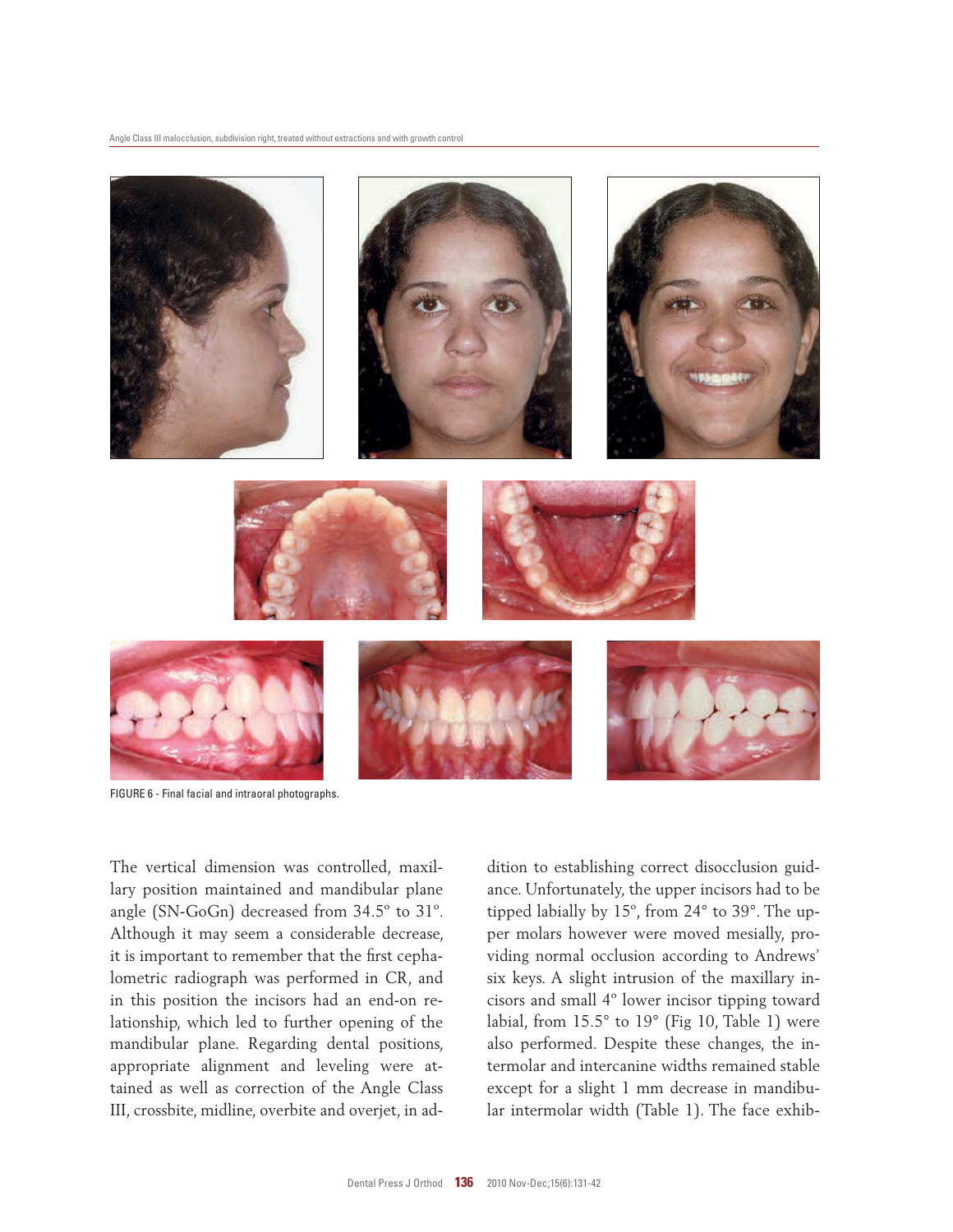FIGURE 6 - Final facial and intraoral photographs.

The vertical dimension was controlled, maxillary position maintained and mandibular plane angle (SN-GoGn) decreased from 34.5° to 31°. Although it may seem a considerable decrease, it is important to remember that the first cephalometric radiograph was performed in CR, and in this position the incisors had an end-on relationship, which led to further opening of the mandibular plane. Regarding dental positions, appropriate alignment and leveling were attained as well as correction of the Angle Class III, crossbite, midline, overbite and overjet, in addition to establishing correct disocclusion guidance. Unfortunately, the upper incisors had to be tipped labially by 15°, from 24° to 39°. The upper molars however were moved mesially, providing normal occlusion according to Andrews' six keys. A slight intrusion of the maxillary incisors and small 4° lower incisor tipping toward labial, from 15.5° to 19° (Fig 10, Table 1) were also performed. Despite these changes, the intermolar and intercanine widths remained stable except for a slight 1 mm decrease in mandibular intermolar width (Table 1). The face exhib-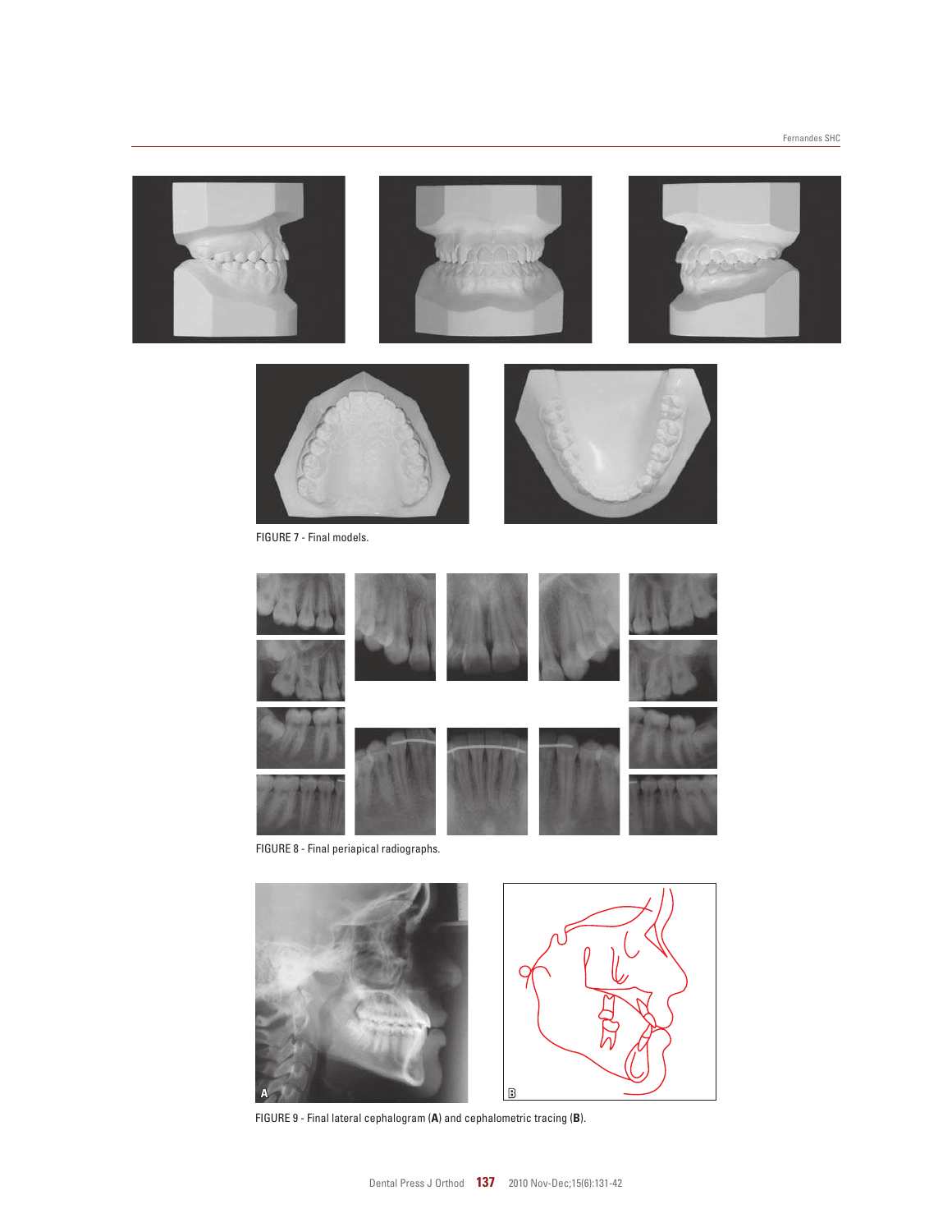FIGURE 7 - Final models.

FIGURE 8 - Final periapical radiographs.

FIGURE 9 - Final lateral cephalogram (**A**) and cephalometric tracing (**B**).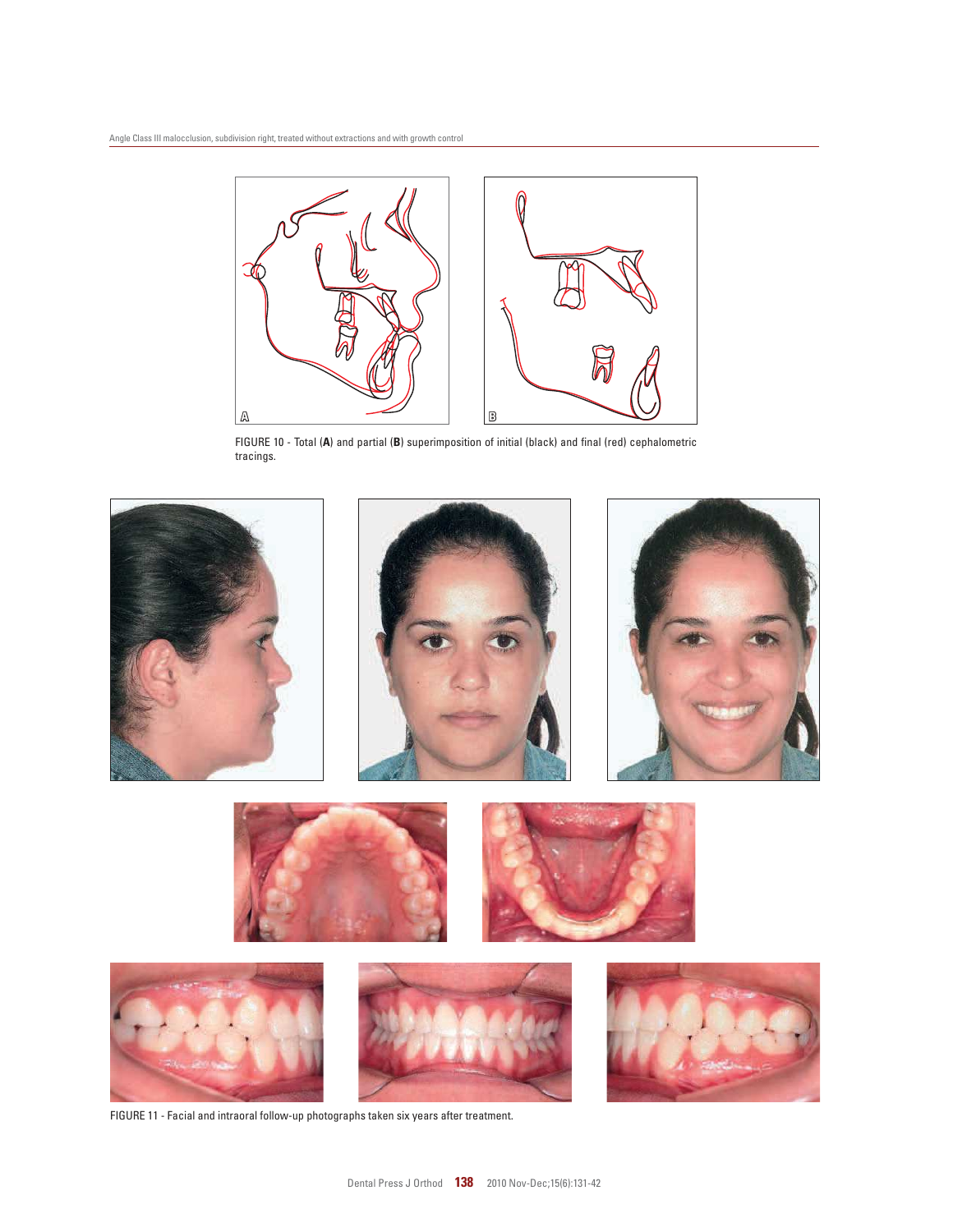FIGURE 10 - Total (**A**) and partial (**B**) superimposition of initial (black) and final (red) cephalometric tracings.

FIGURE 11 - Facial and intraoral follow-up photographs taken six years after treatment.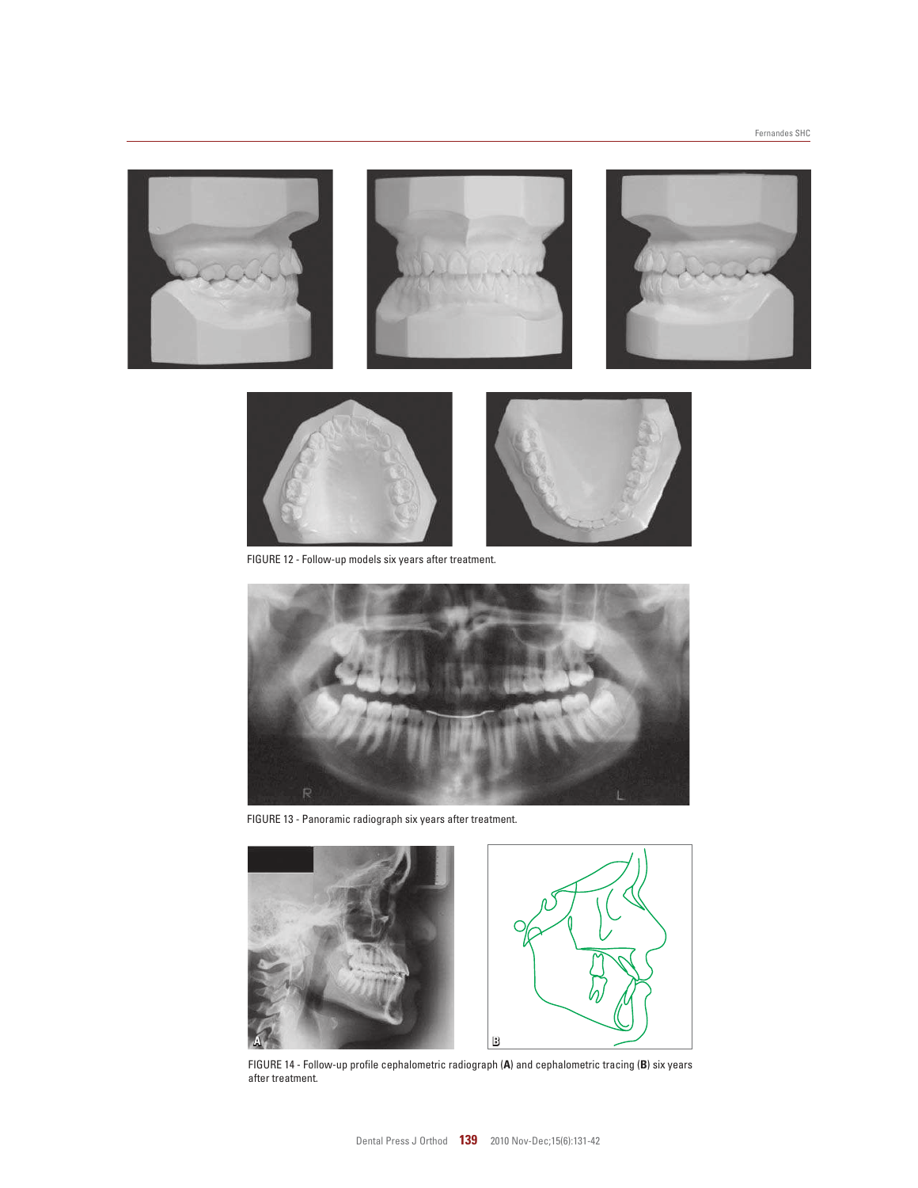FIGURE 12 - Follow-up models six years after treatment.

FIGURE 13 - Panoramic radiograph six years after treatment.

FIGURE 14 - Follow-up profile cephalometric radiograph (**A**) and cephalometric tracing (**B**) six years after treatment.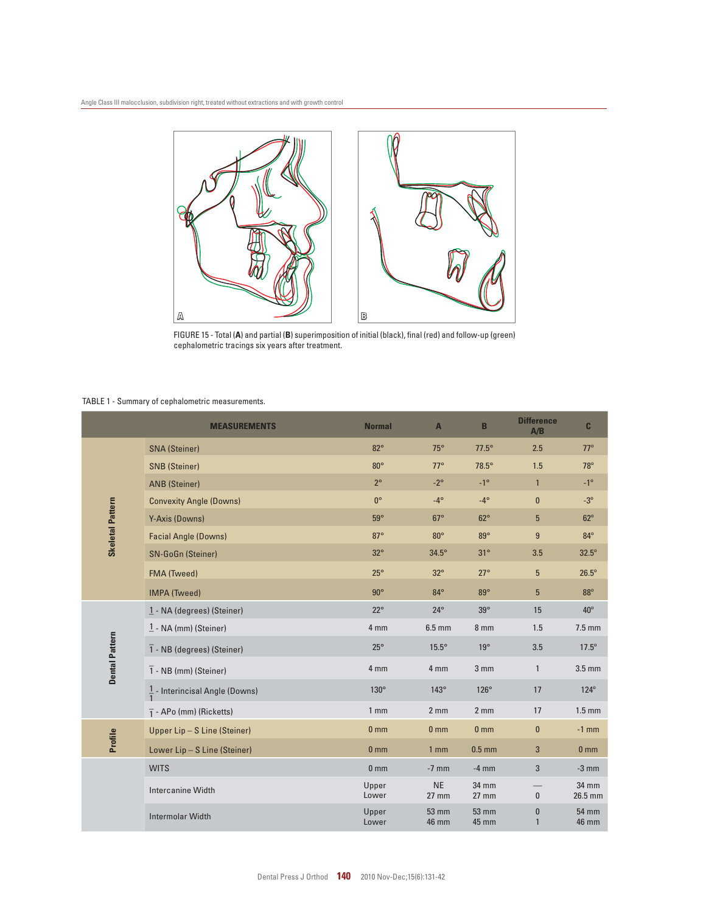FIGURE 15 - Total (**A**) and partial (**B**) superimposition of initial (black), final (red) and follow-up (green) cephalometric tracings six years after treatment.

TABLE 1 - Summary of cephalometric measurements.

| | MEASUREMENTS | Normal | A | B | Difference A/B | C |
|---|---|---|---|---|---|---|
| Skeletal Pattern | SNA (Steiner) | 82° | 75° | 77.5° | 2.5 | 77° |
| | SNB (Steiner) | 80° | 77° | 78.5° | 1.5 | 78° |
| | ANB (Steiner) | 2° | -2° | -1° | 1 | -1° |
| | Convexity Angle (Downs) | 0° | -4° | -4° | 0 | -3° |
| | Y-Axis (Downs) | 59° | 67° | 62° | 5 | 62° |
| | Facial Angle (Downs) | 87° | 80° | 89° | 9 | 84° |
| | SN-GoGn (Steiner) | 32° | 34.5° | 31° | 3.5 | 32.5° |
| | FMA (Tweed) | 25° | 32° | 27° | 5 | 26.5° |
| | IMPA (Tweed) | 90° | 84° | 89° | 5 | 88° |
| Dental Pattern | 1 - NA (degrees) (Steiner) | 22° | 24° | 39° | 15 | 40° |
| | 1 - NA (mm) (Steiner) | 4 mm | 6.5 mm | 8 mm | 1.5 | 7.5 mm |
| | 1 - NB (degrees) (Steiner) | 25° | 15.5° | 19° | 3.5 | 17.5° |
| | 1 - NB (mm) (Steiner) | 4 mm | 4 mm | 3 mm | 1 | 3.5 mm |
| | 1/1 - Interincisal Angle (Downs) | 130° | 143° | 126° | 17 | 124° |
| | 1 - APo (mm) (Ricketts) | 1 mm | 2 mm | 2 mm | 17 | 1.5 mm |
| Profile | Upper Lip – S Line (Steiner) | 0 mm | 0 mm | 0 mm | 0 | -1 mm |
| | Lower Lip – S Line (Steiner) | 0 mm | 1 mm | 0.5 mm | 3 | 0 mm |
| | WITS | 0 mm | -7 mm | -4 mm | 3 | -3 mm |
| | Intercanine Width | Upper<br>Lower | NE<br>27 mm | 34 mm<br>27 mm | —<br>0 | 34 mm<br>26.5 mm |
| | Intermolar Width | Upper<br>Lower | 53 mm<br>46 mm | 53 mm<br>45 mm | 0<br>1 | 54 mm<br>46 mm |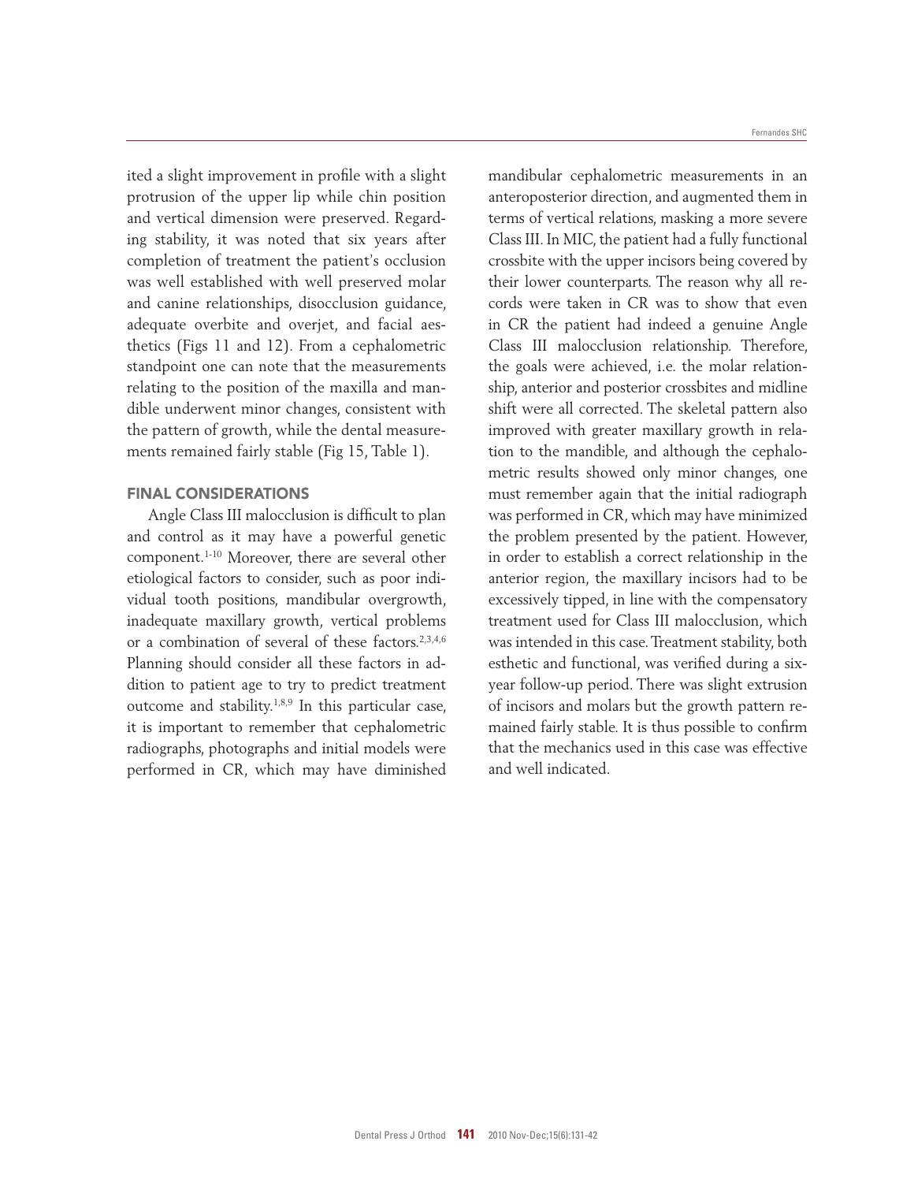ited a slight improvement in profile with a slight protrusion of the upper lip while chin position and vertical dimension were preserved. Regarding stability, it was noted that six years after completion of treatment the patient's occlusion was well established with well preserved molar and canine relationships, disocclusion guidance, adequate overbite and overjet, and facial aesthetics (Figs 11 and 12). From a cephalometric standpoint one can note that the measurements relating to the position of the maxilla and mandible underwent minor changes, consistent with the pattern of growth, while the dental measurements remained fairly stable (Fig 15, Table 1).

## FINAL CONSIDERATIONS

Angle Class III malocclusion is difficult to plan and control as it may have a powerful genetic component.[1-10] Moreover, there are several other etiological factors to consider, such as poor individual tooth positions, mandibular overgrowth, inadequate maxillary growth, vertical problems or a combination of several of these factors.[2,3,4,6] Planning should consider all these factors in addition to patient age to try to predict treatment outcome and stability.[1,8,9] In this particular case, it is important to remember that cephalometric radiographs, photographs and initial models were performed in CR, which may have diminished mandibular cephalometric measurements in an anteroposterior direction, and augmented them in terms of vertical relations, masking a more severe Class III. In MIC, the patient had a fully functional crossbite with the upper incisors being covered by their lower counterparts. The reason why all records were taken in CR was to show that even in CR the patient had indeed a genuine Angle Class III malocclusion relationship. Therefore, the goals were achieved, i.e. the molar relationship, anterior and posterior crossbites and midline shift were all corrected. The skeletal pattern also improved with greater maxillary growth in relation to the mandible, and although the cephalometric results showed only minor changes, one must remember again that the initial radiograph was performed in CR, which may have minimized the problem presented by the patient. However, in order to establish a correct relationship in the anterior region, the maxillary incisors had to be excessively tipped, in line with the compensatory treatment used for Class III malocclusion, which was intended in this case. Treatment stability, both esthetic and functional, was verified during a six-year follow-up period. There was slight extrusion of incisors and molars but the growth pattern remained fairly stable. It is thus possible to confirm that the mechanics used in this case was effective and well indicated.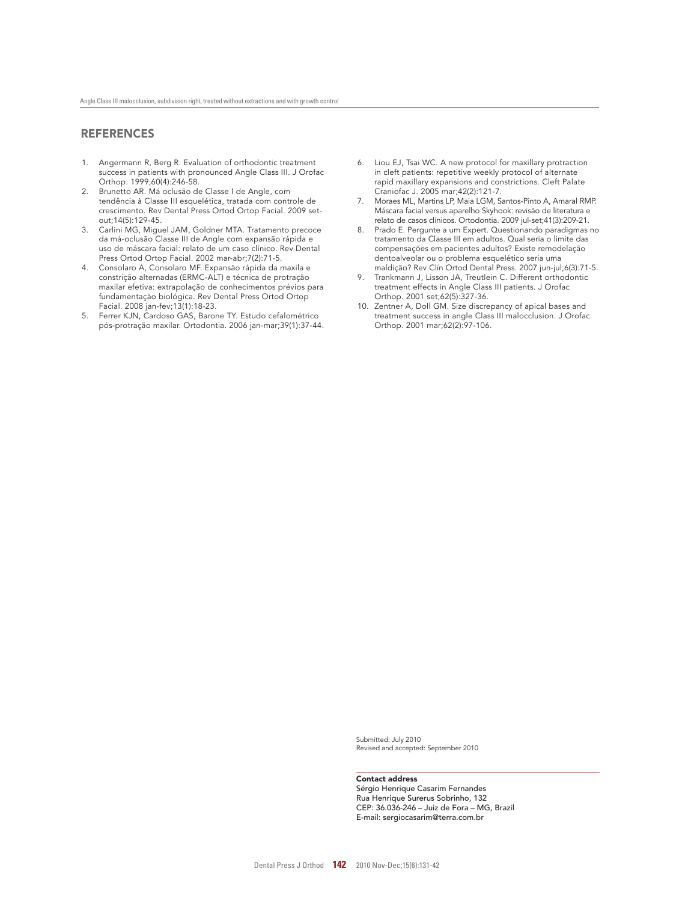## REFERENCES

1. Angermann R, Berg R. Evaluation of orthodontic treatment success in patients with pronounced Angle Class III. J Orofac Orthop. 1999;60(4):246-58.
2. Brunetto AR. Má oclusão de Classe I de Angle, com tendência à Classe III esquelética, tratada com controle de crescimento. Rev Dental Press Ortod Ortop Facial. 2009 set-out;14(5):129-45.
3. Carlini MG, Miguel JAM, Goldner MTA. Tratamento precoce da má-oclusão Classe III de Angle com expansão rápida e uso de máscara facial: relato de um caso clínico. Rev Dental Press Ortod Ortop Facial. 2002 mar-abr;7(2):71-5.
4. Consolaro A, Consolaro MF. Expansão rápida da maxila e constrição alternadas (ERMC-ALT) e técnica de protração maxilar efetiva: extrapolação de conhecimentos prévios para fundamentação biológica. Rev Dental Press Ortod Ortop Facial. 2008 jan-fev;13(1):18-23.
5. Ferrer KJN, Cardoso GAS, Barone TY. Estudo cefalométrico pós-protração maxilar. Ortodontia. 2006 jan-mar;39(1):37-44.
6. Liou EJ, Tsai WC. A new protocol for maxillary protraction in cleft patients: repetitive weekly protocol of alternate rapid maxillary expansions and constrictions. Cleft Palate Craniofac J. 2005 mar;42(2):121-7.
7. Moraes ML, Martins LP, Maia LGM, Santos-Pinto A, Amaral RMP. Máscara facial versus aparelho Skyhook: revisão de literatura e relato de casos clínicos. Ortodontia. 2009 jul-set;41(3):209-21.
8. Prado E. Pergunte a um Expert. Questionando paradigmas no tratamento da Classe III em adultos. Qual seria o limite das compensações em pacientes adultos? Existe remodelação dentoalveolar ou o problema esquelético seria uma maldição? Rev Clín Ortod Dental Press. 2007 jun-jul;6(3):71-5.
9. Trankmann J, Lisson JA, Treutlein C. Different orthodontic treatment effects in Angle Class III patients. J Orofac Orthop. 2001 set;62(5):327-36.
10. Zentner A, Doll GM. Size discrepancy of apical bases and treatment success in angle Class III malocclusion. J Orofac Orthop. 2001 mar;62(2):97-106.

Submitted: July 2010
Revised and accepted: September 2010

**Contact address**
Sérgio Henrique Casarim Fernandes
Rua Henrique Surerus Sobrinho, 132
CEP: 36.036-246 – Juiz de Fora – MG, Brazil
E-mail: sergiocasarim@terra.com.br